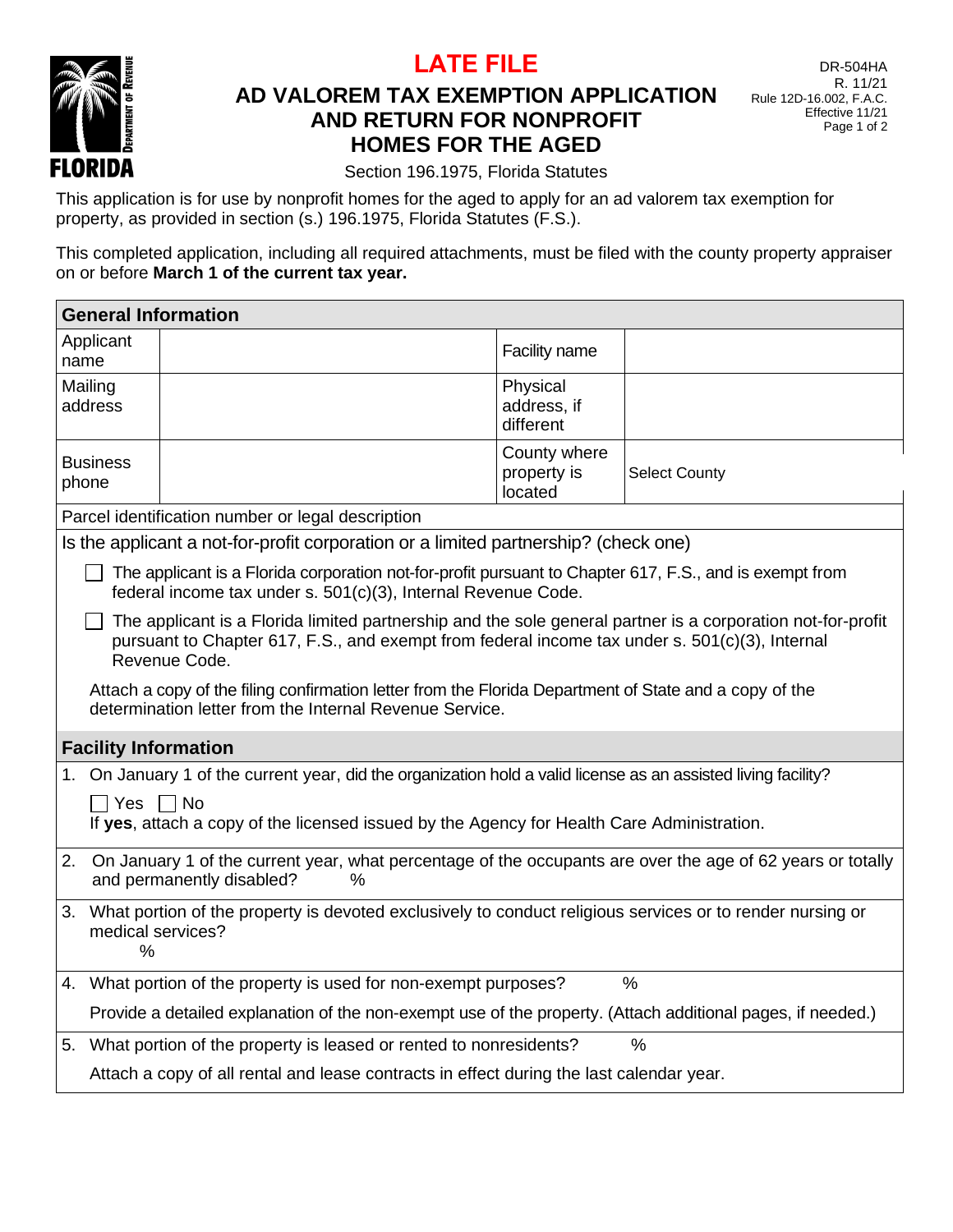# LATE FILE

DR-504HA
R. 11/21
Rule 12D-16.002, F.A.C.
Effective 11/21

## AD VALOREM TAX EXEMPTION APPLICATION AND RETURN FOR NONPROFIT HOMES FOR THE AGED

Section 196.1975, Florida Statutes

This application is for use by nonprofit homes for the aged to apply for an ad valorem tax exemption for property, as provided in section (s.) 196.1975, Florida Statutes (F.S.).

This completed application, including all required attachments, must be filed with the county property appraiser on or before **March 1 of the current tax year.**

### General Information

| | | | |
|---|---|---|---|
| Applicant name | | Facility name | |
| Mailing address | | Physical address, if different | |
| Business phone | | County where property is located | Select County |

Parcel identification number or legal description

Is the applicant a not-for-profit corporation or a limited partnership? (check one)

☐ The applicant is a Florida corporation not-for-profit pursuant to Chapter 617, F.S., and is exempt from federal income tax under s. 501(c)(3), Internal Revenue Code.

☐ The applicant is a Florida limited partnership and the sole general partner is a corporation not-for-profit pursuant to Chapter 617, F.S., and exempt from federal income tax under s. 501(c)(3), Internal Revenue Code.

Attach a copy of the filing confirmation letter from the Florida Department of State and a copy of the determination letter from the Internal Revenue Service.

### Facility Information

1. On January 1 of the current year, did the organization hold a valid license as an assisted living facility?

   ☐ Yes ☐ No

   If **yes**, attach a copy of the licensed issued by the Agency for Health Care Administration.

2. On January 1 of the current year, what percentage of the occupants are over the age of 62 years or totally and permanently disabled? %

3. What portion of the property is devoted exclusively to conduct religious services or to render nursing or medical services?

   %

4. What portion of the property is used for non-exempt purposes? %

   Provide a detailed explanation of the non-exempt use of the property. (Attach additional pages, if needed.)

5. What portion of the property is leased or rented to nonresidents? %

   Attach a copy of all rental and lease contracts in effect during the last calendar year.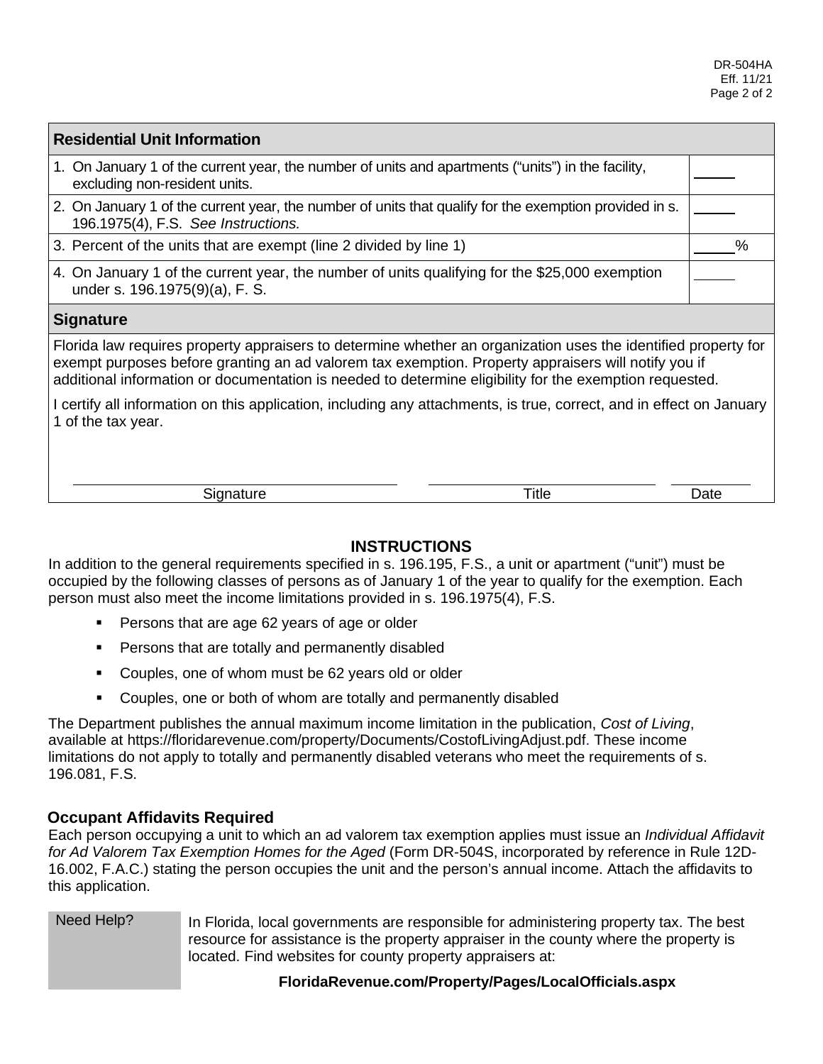## Residential Unit Information

| | |
|---|---|
| 1. On January 1 of the current year, the number of units and apartments ("units") in the facility, excluding non-resident units. | _____ |
| 2. On January 1 of the current year, the number of units that qualify for the exemption provided in s. 196.1975(4), F.S. *See Instructions.* | _____ |
| 3. Percent of the units that are exempt (line 2 divided by line 1) | _____% |
| 4. On January 1 of the current year, the number of units qualifying for the $25,000 exemption under s. 196.1975(9)(a), F. S. | _____ |

## Signature

Florida law requires property appraisers to determine whether an organization uses the identified property for exempt purposes before granting an ad valorem tax exemption. Property appraisers will notify you if additional information or documentation is needed to determine eligibility for the exemption requested.

I certify all information on this application, including any attachments, is true, correct, and in effect on January 1 of the tax year.

| | | |
|---|---|---|
| _______________________ | _______________________ | __________ |
| Signature | Title | Date |

## INSTRUCTIONS

In addition to the general requirements specified in s. 196.195, F.S., a unit or apartment ("unit") must be occupied by the following classes of persons as of January 1 of the year to qualify for the exemption. Each person must also meet the income limitations provided in s. 196.1975(4), F.S.

- Persons that are age 62 years of age or older
- Persons that are totally and permanently disabled
- Couples, one of whom must be 62 years old or older
- Couples, one or both of whom are totally and permanently disabled

The Department publishes the annual maximum income limitation in the publication, *Cost of Living*, available at https://floridarevenue.com/property/Documents/CostofLivingAdjust.pdf. These income limitations do not apply to totally and permanently disabled veterans who meet the requirements of s. 196.081, F.S.

### Occupant Affidavits Required

Each person occupying a unit to which an ad valorem tax exemption applies must issue an *Individual Affidavit for Ad Valorem Tax Exemption Homes for the Aged* (Form DR-504S, incorporated by reference in Rule 12D-16.002, F.A.C.) stating the person occupies the unit and the person's annual income. Attach the affidavits to this application.

**Need Help?**

In Florida, local governments are responsible for administering property tax. The best resource for assistance is the property appraiser in the county where the property is located. Find websites for county property appraisers at:

**FloridaRevenue.com/Property/Pages/LocalOfficials.aspx**